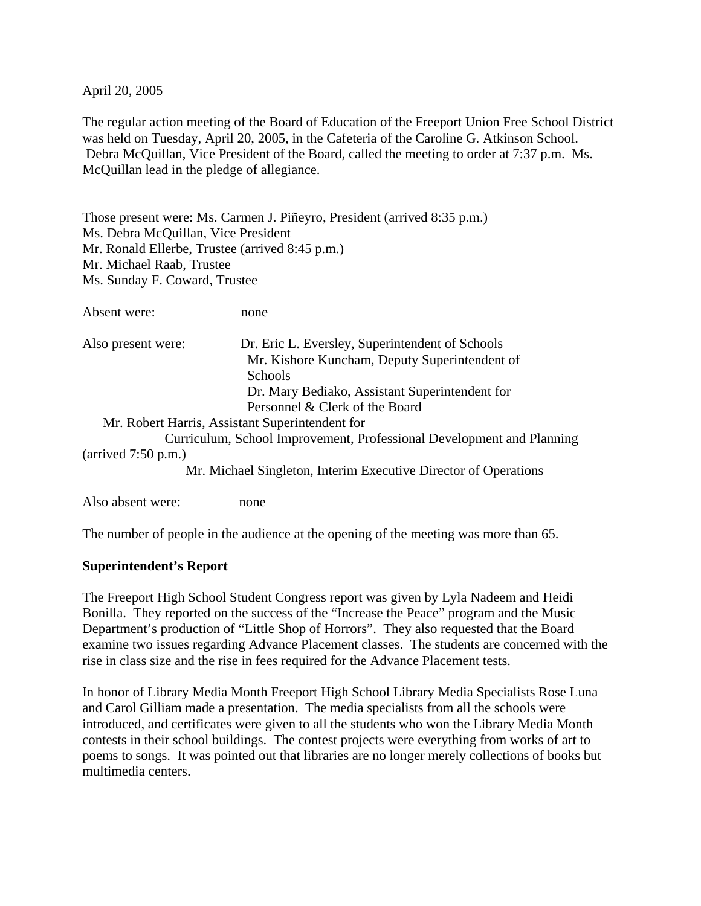April 20, 2005

The regular action meeting of the Board of Education of the Freeport Union Free School District was held on Tuesday, April 20, 2005, in the Cafeteria of the Caroline G. Atkinson School. Debra McQuillan, Vice President of the Board, called the meeting to order at 7:37 p.m. Ms. McQuillan lead in the pledge of allegiance.

Those present were: Ms. Carmen J. Piñeyro, President (arrived 8:35 p.m.)
Ms. Debra McQuillan, Vice President
Mr. Ronald Ellerbe, Trustee (arrived 8:45 p.m.)
Mr. Michael Raab, Trustee
Ms. Sunday F. Coward, Trustee

Absent were: none

Also present were: Dr. Eric L. Eversley, Superintendent of Schools
Mr. Kishore Kuncham, Deputy Superintendent of Schools
Dr. Mary Bediako, Assistant Superintendent for Personnel & Clerk of the Board
Mr. Robert Harris, Assistant Superintendent for Curriculum, School Improvement, Professional Development and Planning (arrived 7:50 p.m.)
Mr. Michael Singleton, Interim Executive Director of Operations

Also absent were: none

The number of people in the audience at the opening of the meeting was more than 65.

**Superintendent's Report**

The Freeport High School Student Congress report was given by Lyla Nadeem and Heidi Bonilla. They reported on the success of the "Increase the Peace" program and the Music Department's production of "Little Shop of Horrors". They also requested that the Board examine two issues regarding Advance Placement classes. The students are concerned with the rise in class size and the rise in fees required for the Advance Placement tests.

In honor of Library Media Month Freeport High School Library Media Specialists Rose Luna and Carol Gilliam made a presentation. The media specialists from all the schools were introduced, and certificates were given to all the students who won the Library Media Month contests in their school buildings. The contest projects were everything from works of art to poems to songs. It was pointed out that libraries are no longer merely collections of books but multimedia centers.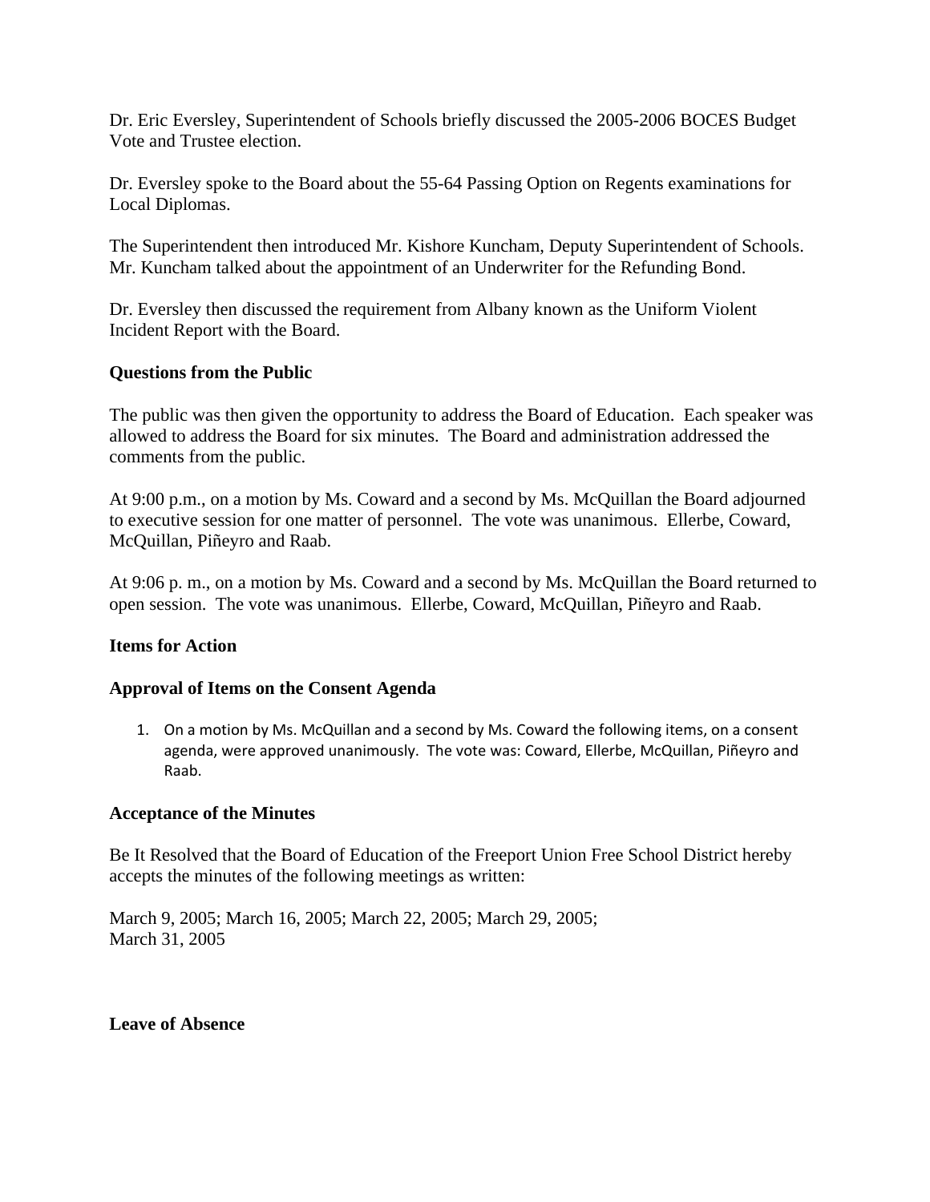Dr. Eric Eversley, Superintendent of Schools briefly discussed the 2005-2006 BOCES Budget Vote and Trustee election.

Dr. Eversley spoke to the Board about the 55-64 Passing Option on Regents examinations for Local Diplomas.

The Superintendent then introduced Mr. Kishore Kuncham, Deputy Superintendent of Schools. Mr. Kuncham talked about the appointment of an Underwriter for the Refunding Bond.

Dr. Eversley then discussed the requirement from Albany known as the Uniform Violent Incident Report with the Board.

**Questions from the Public**

The public was then given the opportunity to address the Board of Education. Each speaker was allowed to address the Board for six minutes. The Board and administration addressed the comments from the public.

At 9:00 p.m., on a motion by Ms. Coward and a second by Ms. McQuillan the Board adjourned to executive session for one matter of personnel. The vote was unanimous. Ellerbe, Coward, McQuillan, Piñeyro and Raab.

At 9:06 p. m., on a motion by Ms. Coward and a second by Ms. McQuillan the Board returned to open session. The vote was unanimous. Ellerbe, Coward, McQuillan, Piñeyro and Raab.

**Items for Action**

**Approval of Items on the Consent Agenda**

1. On a motion by Ms. McQuillan and a second by Ms. Coward the following items, on a consent agenda, were approved unanimously. The vote was: Coward, Ellerbe, McQuillan, Piñeyro and Raab.

**Acceptance of the Minutes**

Be It Resolved that the Board of Education of the Freeport Union Free School District hereby accepts the minutes of the following meetings as written:

March 9, 2005; March 16, 2005; March 22, 2005; March 29, 2005;
March 31, 2005

**Leave of Absence**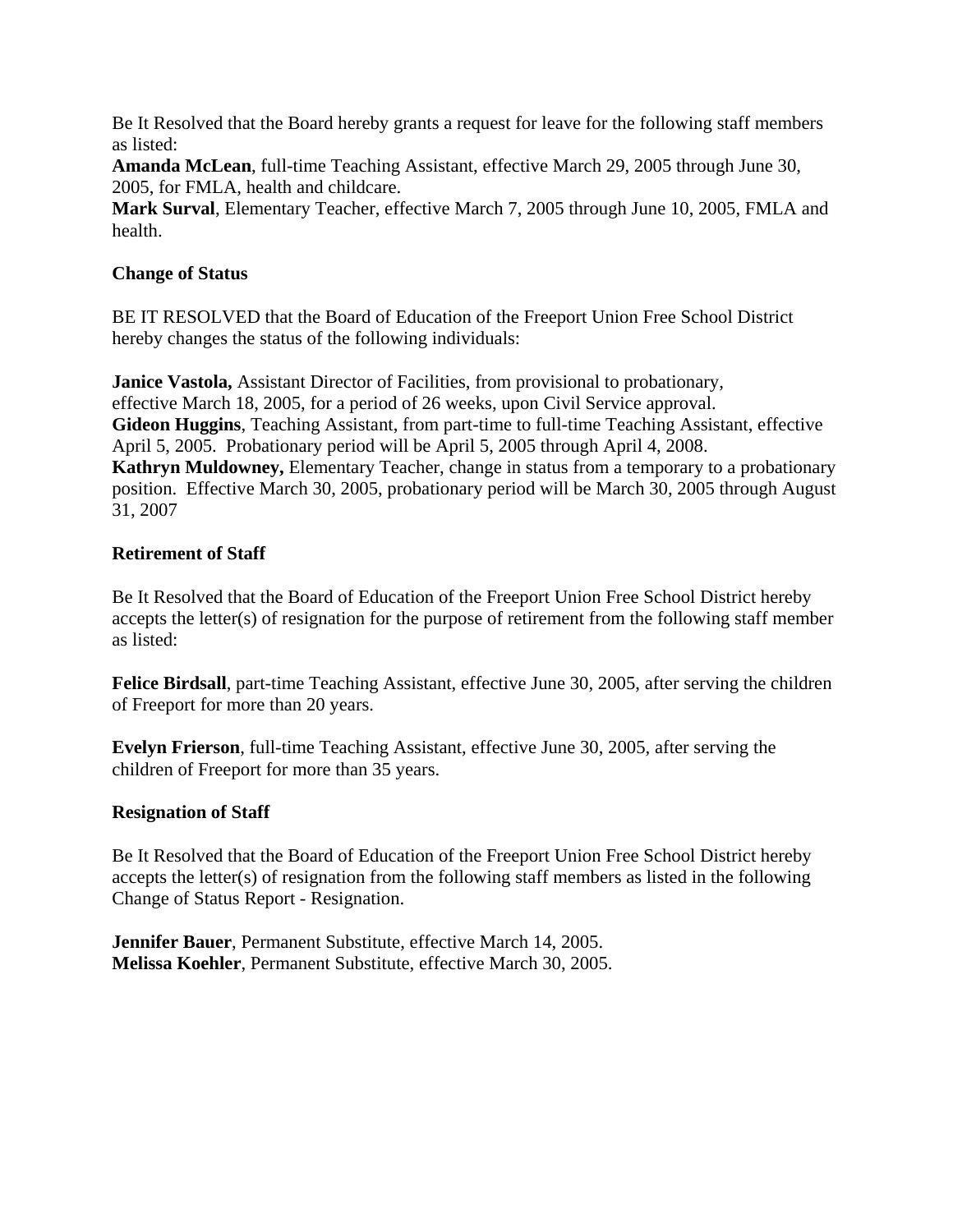Be It Resolved that the Board hereby grants a request for leave for the following staff members as listed:
**Amanda McLean**, full-time Teaching Assistant, effective March 29, 2005 through June 30, 2005, for FMLA, health and childcare.
**Mark Surval**, Elementary Teacher, effective March 7, 2005 through June 10, 2005, FMLA and health.

**Change of Status**

BE IT RESOLVED that the Board of Education of the Freeport Union Free School District hereby changes the status of the following individuals:

**Janice Vastola,** Assistant Director of Facilities, from provisional to probationary, effective March 18, 2005, for a period of 26 weeks, upon Civil Service approval.
**Gideon Huggins**, Teaching Assistant, from part-time to full-time Teaching Assistant, effective April 5, 2005. Probationary period will be April 5, 2005 through April 4, 2008.
**Kathryn Muldowney,** Elementary Teacher, change in status from a temporary to a probationary position. Effective March 30, 2005, probationary period will be March 30, 2005 through August 31, 2007

**Retirement of Staff**

Be It Resolved that the Board of Education of the Freeport Union Free School District hereby accepts the letter(s) of resignation for the purpose of retirement from the following staff member as listed:

**Felice Birdsall**, part-time Teaching Assistant, effective June 30, 2005, after serving the children of Freeport for more than 20 years.

**Evelyn Frierson**, full-time Teaching Assistant, effective June 30, 2005, after serving the children of Freeport for more than 35 years.

**Resignation of Staff**

Be It Resolved that the Board of Education of the Freeport Union Free School District hereby accepts the letter(s) of resignation from the following staff members as listed in the following Change of Status Report - Resignation.

**Jennifer Bauer**, Permanent Substitute, effective March 14, 2005.
**Melissa Koehler**, Permanent Substitute, effective March 30, 2005.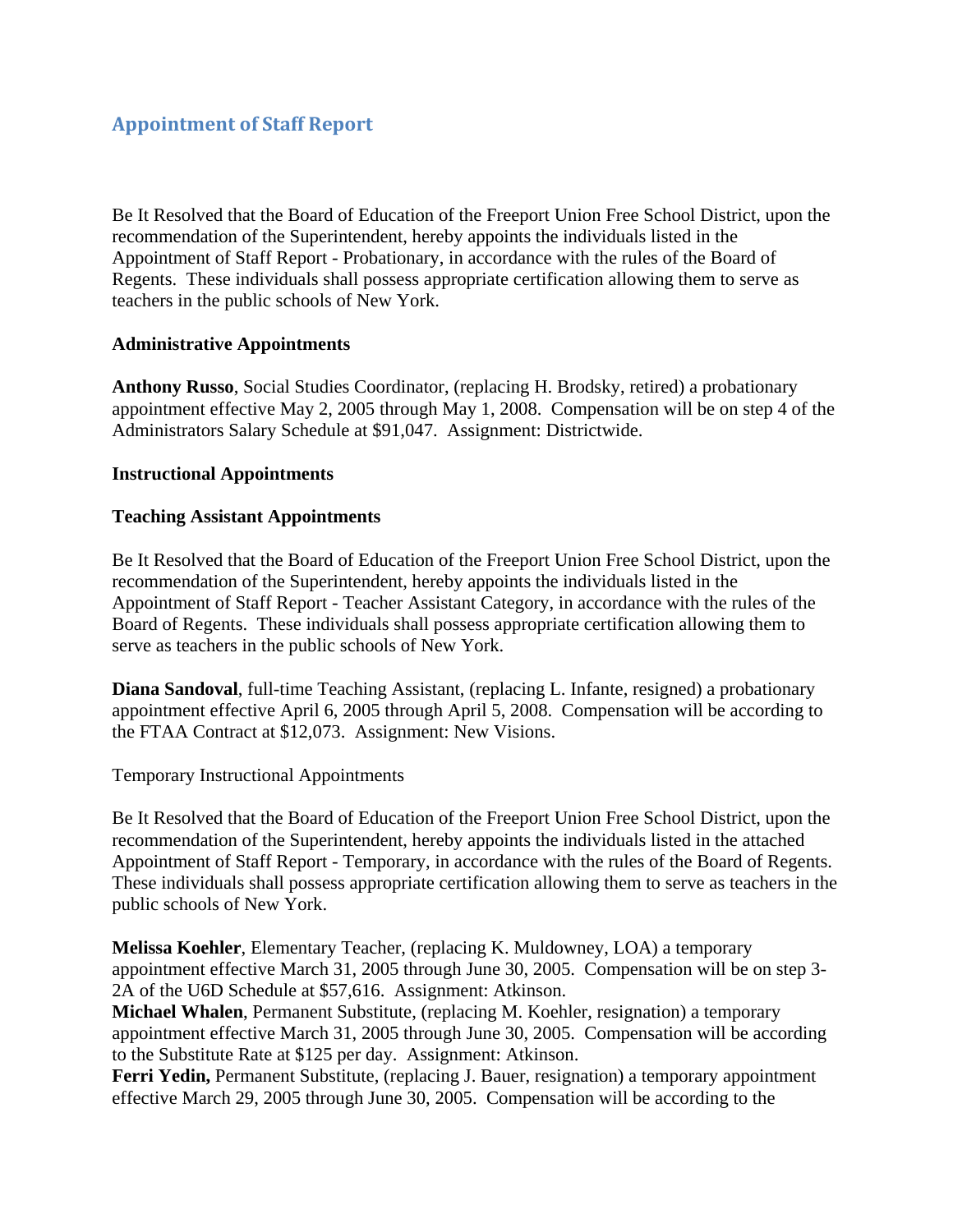## Appointment of Staff Report

Be It Resolved that the Board of Education of the Freeport Union Free School District, upon the recommendation of the Superintendent, hereby appoints the individuals listed in the Appointment of Staff Report - Probationary, in accordance with the rules of the Board of Regents. These individuals shall possess appropriate certification allowing them to serve as teachers in the public schools of New York.

**Administrative Appointments**

**Anthony Russo**, Social Studies Coordinator, (replacing H. Brodsky, retired) a probationary appointment effective May 2, 2005 through May 1, 2008. Compensation will be on step 4 of the Administrators Salary Schedule at $91,047. Assignment: Districtwide.

**Instructional Appointments**

**Teaching Assistant Appointments**

Be It Resolved that the Board of Education of the Freeport Union Free School District, upon the recommendation of the Superintendent, hereby appoints the individuals listed in the Appointment of Staff Report - Teacher Assistant Category, in accordance with the rules of the Board of Regents. These individuals shall possess appropriate certification allowing them to serve as teachers in the public schools of New York.

**Diana Sandoval**, full-time Teaching Assistant, (replacing L. Infante, resigned) a probationary appointment effective April 6, 2005 through April 5, 2008. Compensation will be according to the FTAA Contract at $12,073. Assignment: New Visions.

Temporary Instructional Appointments

Be It Resolved that the Board of Education of the Freeport Union Free School District, upon the recommendation of the Superintendent, hereby appoints the individuals listed in the attached Appointment of Staff Report - Temporary, in accordance with the rules of the Board of Regents. These individuals shall possess appropriate certification allowing them to serve as teachers in the public schools of New York.

**Melissa Koehler**, Elementary Teacher, (replacing K. Muldowney, LOA) a temporary appointment effective March 31, 2005 through June 30, 2005. Compensation will be on step 3-2A of the U6D Schedule at $57,616. Assignment: Atkinson.
**Michael Whalen**, Permanent Substitute, (replacing M. Koehler, resignation) a temporary appointment effective March 31, 2005 through June 30, 2005. Compensation will be according to the Substitute Rate at $125 per day. Assignment: Atkinson.
**Ferri Yedin,** Permanent Substitute, (replacing J. Bauer, resignation) a temporary appointment effective March 29, 2005 through June 30, 2005. Compensation will be according to the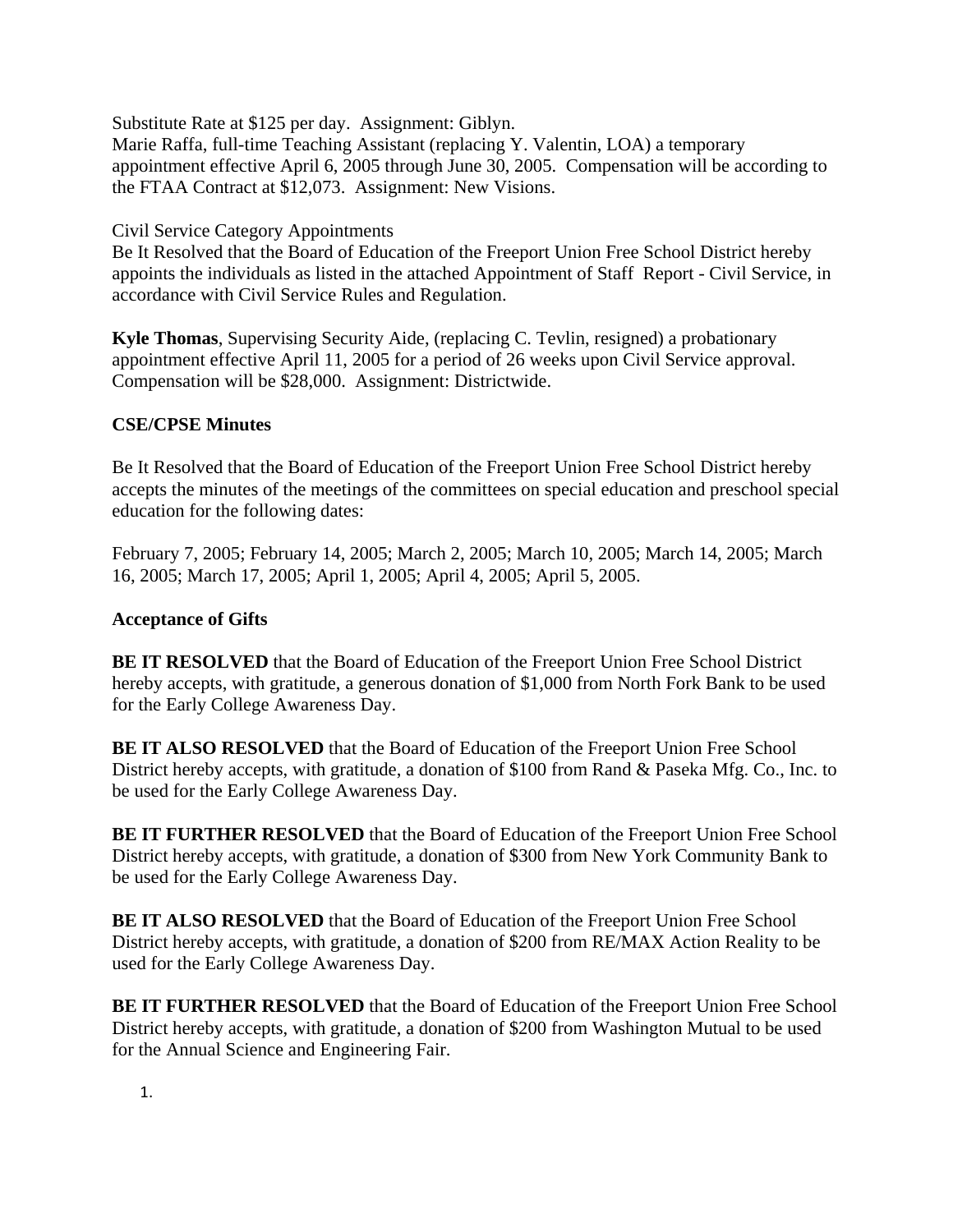Substitute Rate at $125 per day. Assignment: Giblyn.
Marie Raffa, full-time Teaching Assistant (replacing Y. Valentin, LOA) a temporary appointment effective April 6, 2005 through June 30, 2005. Compensation will be according to the FTAA Contract at $12,073. Assignment: New Visions.

Civil Service Category Appointments
Be It Resolved that the Board of Education of the Freeport Union Free School District hereby appoints the individuals as listed in the attached Appointment of Staff Report - Civil Service, in accordance with Civil Service Rules and Regulation.

**Kyle Thomas**, Supervising Security Aide, (replacing C. Tevlin, resigned) a probationary appointment effective April 11, 2005 for a period of 26 weeks upon Civil Service approval. Compensation will be $28,000. Assignment: Districtwide.

**CSE/CPSE Minutes**

Be It Resolved that the Board of Education of the Freeport Union Free School District hereby accepts the minutes of the meetings of the committees on special education and preschool special education for the following dates:

February 7, 2005; February 14, 2005; March 2, 2005; March 10, 2005; March 14, 2005; March 16, 2005; March 17, 2005; April 1, 2005; April 4, 2005; April 5, 2005.

**Acceptance of Gifts**

**BE IT RESOLVED** that the Board of Education of the Freeport Union Free School District hereby accepts, with gratitude, a generous donation of $1,000 from North Fork Bank to be used for the Early College Awareness Day.

**BE IT ALSO RESOLVED** that the Board of Education of the Freeport Union Free School District hereby accepts, with gratitude, a donation of $100 from Rand & Paseka Mfg. Co., Inc. to be used for the Early College Awareness Day.

**BE IT FURTHER RESOLVED** that the Board of Education of the Freeport Union Free School District hereby accepts, with gratitude, a donation of $300 from New York Community Bank to be used for the Early College Awareness Day.

**BE IT ALSO RESOLVED** that the Board of Education of the Freeport Union Free School District hereby accepts, with gratitude, a donation of $200 from RE/MAX Action Reality to be used for the Early College Awareness Day.

**BE IT FURTHER RESOLVED** that the Board of Education of the Freeport Union Free School District hereby accepts, with gratitude, a donation of $200 from Washington Mutual to be used for the Annual Science and Engineering Fair.

1.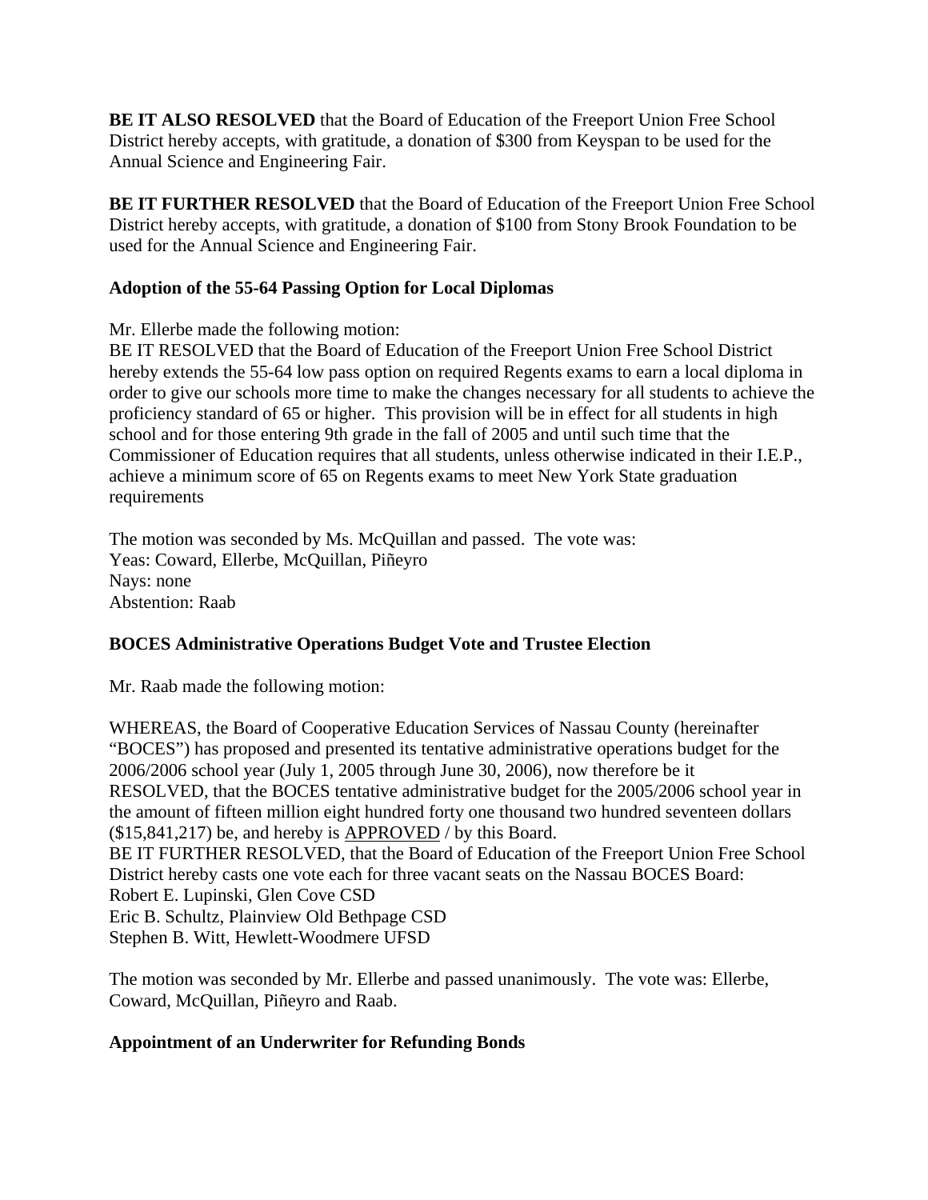**BE IT ALSO RESOLVED** that the Board of Education of the Freeport Union Free School District hereby accepts, with gratitude, a donation of $300 from Keyspan to be used for the Annual Science and Engineering Fair.

**BE IT FURTHER RESOLVED** that the Board of Education of the Freeport Union Free School District hereby accepts, with gratitude, a donation of $100 from Stony Brook Foundation to be used for the Annual Science and Engineering Fair.

**Adoption of the 55-64 Passing Option for Local Diplomas**

Mr. Ellerbe made the following motion:
BE IT RESOLVED that the Board of Education of the Freeport Union Free School District hereby extends the 55-64 low pass option on required Regents exams to earn a local diploma in order to give our schools more time to make the changes necessary for all students to achieve the proficiency standard of 65 or higher. This provision will be in effect for all students in high school and for those entering 9th grade in the fall of 2005 and until such time that the Commissioner of Education requires that all students, unless otherwise indicated in their I.E.P., achieve a minimum score of 65 on Regents exams to meet New York State graduation requirements

The motion was seconded by Ms. McQuillan and passed. The vote was:
Yeas: Coward, Ellerbe, McQuillan, Piñeyro
Nays: none
Abstention: Raab

**BOCES Administrative Operations Budget Vote and Trustee Election**

Mr. Raab made the following motion:

WHEREAS, the Board of Cooperative Education Services of Nassau County (hereinafter "BOCES") has proposed and presented its tentative administrative operations budget for the 2006/2006 school year (July 1, 2005 through June 30, 2006), now therefore be it
RESOLVED, that the BOCES tentative administrative budget for the 2005/2006 school year in the amount of fifteen million eight hundred forty one thousand two hundred seventeen dollars ($15,841,217) be, and hereby is APPROVED / by this Board.
BE IT FURTHER RESOLVED, that the Board of Education of the Freeport Union Free School District hereby casts one vote each for three vacant seats on the Nassau BOCES Board:
Robert E. Lupinski, Glen Cove CSD
Eric B. Schultz, Plainview Old Bethpage CSD
Stephen B. Witt, Hewlett-Woodmere UFSD

The motion was seconded by Mr. Ellerbe and passed unanimously. The vote was: Ellerbe, Coward, McQuillan, Piñeyro and Raab.

**Appointment of an Underwriter for Refunding Bonds**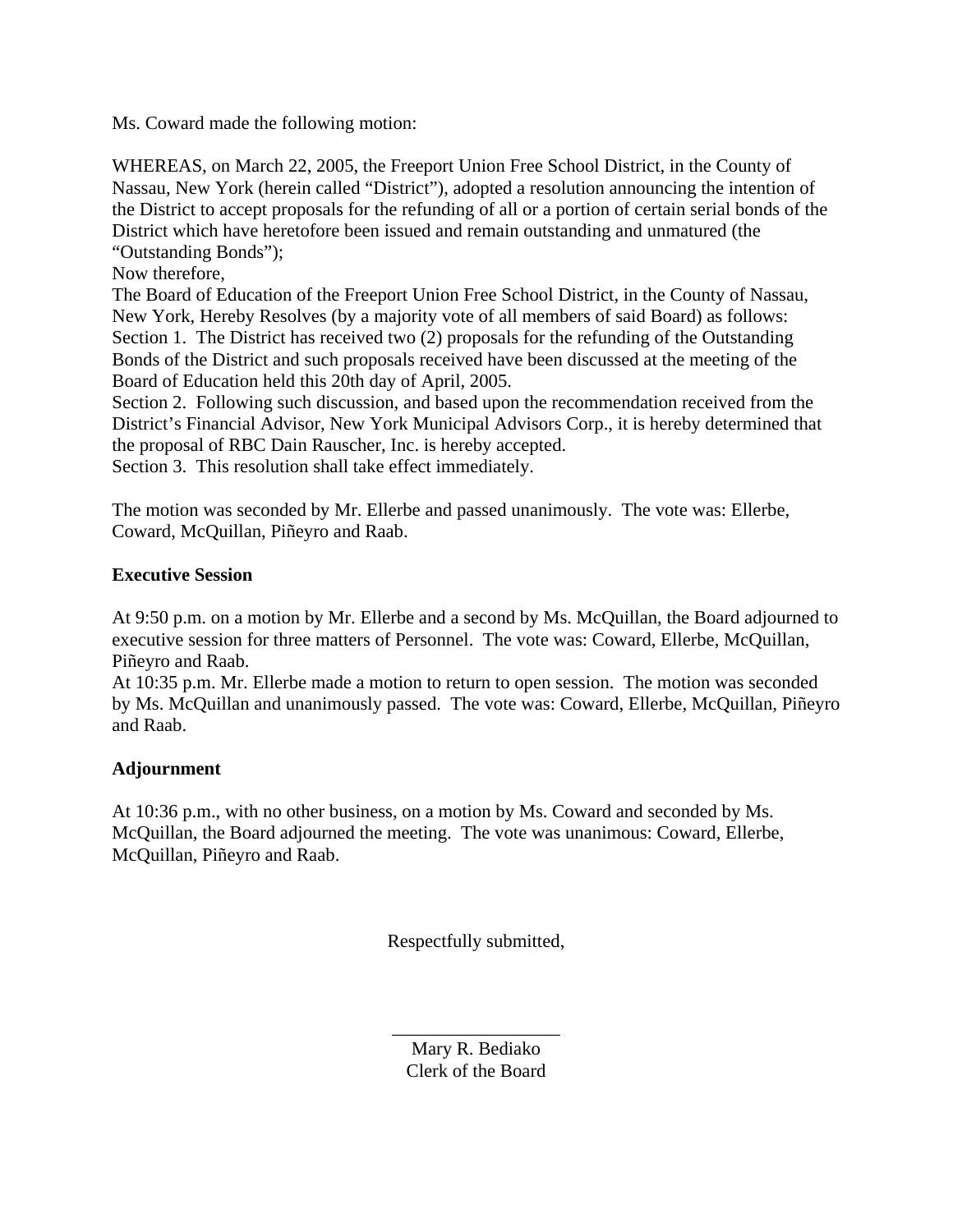Ms. Coward made the following motion:

WHEREAS, on March 22, 2005, the Freeport Union Free School District, in the County of Nassau, New York (herein called "District"), adopted a resolution announcing the intention of the District to accept proposals for the refunding of all or a portion of certain serial bonds of the District which have heretofore been issued and remain outstanding and unmatured (the "Outstanding Bonds");

Now therefore,

The Board of Education of the Freeport Union Free School District, in the County of Nassau, New York, Hereby Resolves (by a majority vote of all members of said Board) as follows:

Section 1. The District has received two (2) proposals for the refunding of the Outstanding Bonds of the District and such proposals received have been discussed at the meeting of the Board of Education held this 20th day of April, 2005.

Section 2. Following such discussion, and based upon the recommendation received from the District's Financial Advisor, New York Municipal Advisors Corp., it is hereby determined that the proposal of RBC Dain Rauscher, Inc. is hereby accepted.

Section 3. This resolution shall take effect immediately.

The motion was seconded by Mr. Ellerbe and passed unanimously. The vote was: Ellerbe, Coward, McQuillan, Piñeyro and Raab.

**Executive Session**

At 9:50 p.m. on a motion by Mr. Ellerbe and a second by Ms. McQuillan, the Board adjourned to executive session for three matters of Personnel. The vote was: Coward, Ellerbe, McQuillan, Piñeyro and Raab.

At 10:35 p.m. Mr. Ellerbe made a motion to return to open session. The motion was seconded by Ms. McQuillan and unanimously passed. The vote was: Coward, Ellerbe, McQuillan, Piñeyro and Raab.

**Adjournment**

At 10:36 p.m., with no other business, on a motion by Ms. Coward and seconded by Ms. McQuillan, the Board adjourned the meeting. The vote was unanimous: Coward, Ellerbe, McQuillan, Piñeyro and Raab.

Respectfully submitted,

\_\_\_\_\_\_\_\_\_\_\_\_\_\_\_\_\_\_

Mary R. Bediako
Clerk of the Board